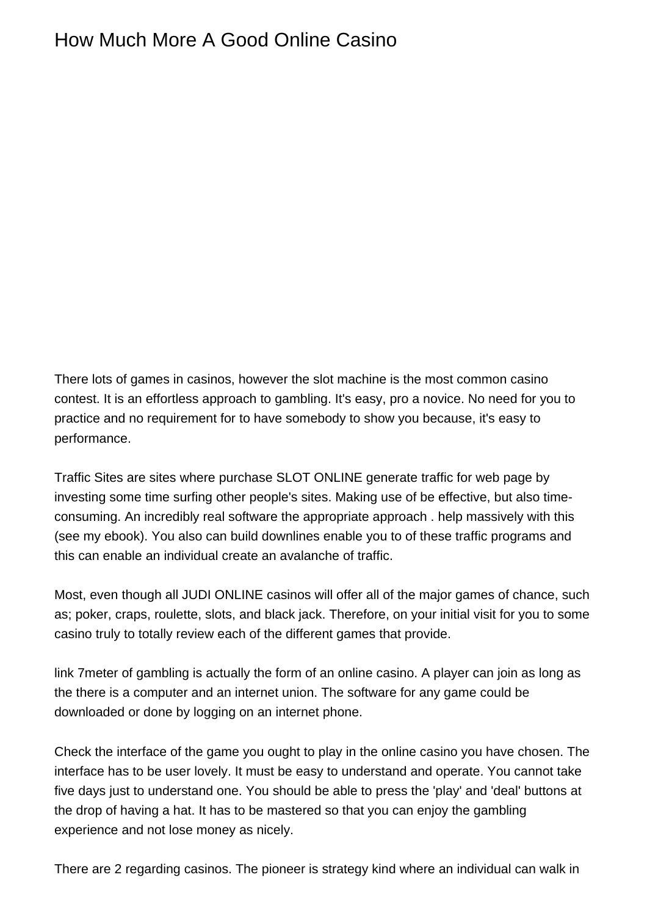# How Much More A Good Online Casino

There lots of games in casinos, however the slot machine is the most common casino contest. It is an effortless approach to gambling. It's easy, pro a novice. No need for you to practice and no requirement for to have somebody to show you because, it's easy to performance.

Traffic Sites are sites where purchase SLOT ONLINE generate traffic for web page by investing some time surfing other people's sites. Making use of be effective, but also time-consuming. An incredibly real software the appropriate approach . help massively with this (see my ebook). You also can build downlines enable you to of these traffic programs and this can enable an individual create an avalanche of traffic.

Most, even though all JUDI ONLINE casinos will offer all of the major games of chance, such as; poker, craps, roulette, slots, and black jack. Therefore, on your initial visit for you to some casino truly to totally review each of the different games that provide.

link 7meter of gambling is actually the form of an online casino. A player can join as long as the there is a computer and an internet union. The software for any game could be downloaded or done by logging on an internet phone.

Check the interface of the game you ought to play in the online casino you have chosen. The interface has to be user lovely. It must be easy to understand and operate. You cannot take five days just to understand one. You should be able to press the 'play' and 'deal' buttons at the drop of having a hat. It has to be mastered so that you can enjoy the gambling experience and not lose money as nicely.

There are 2 regarding casinos. The pioneer is strategy kind where an individual can walk in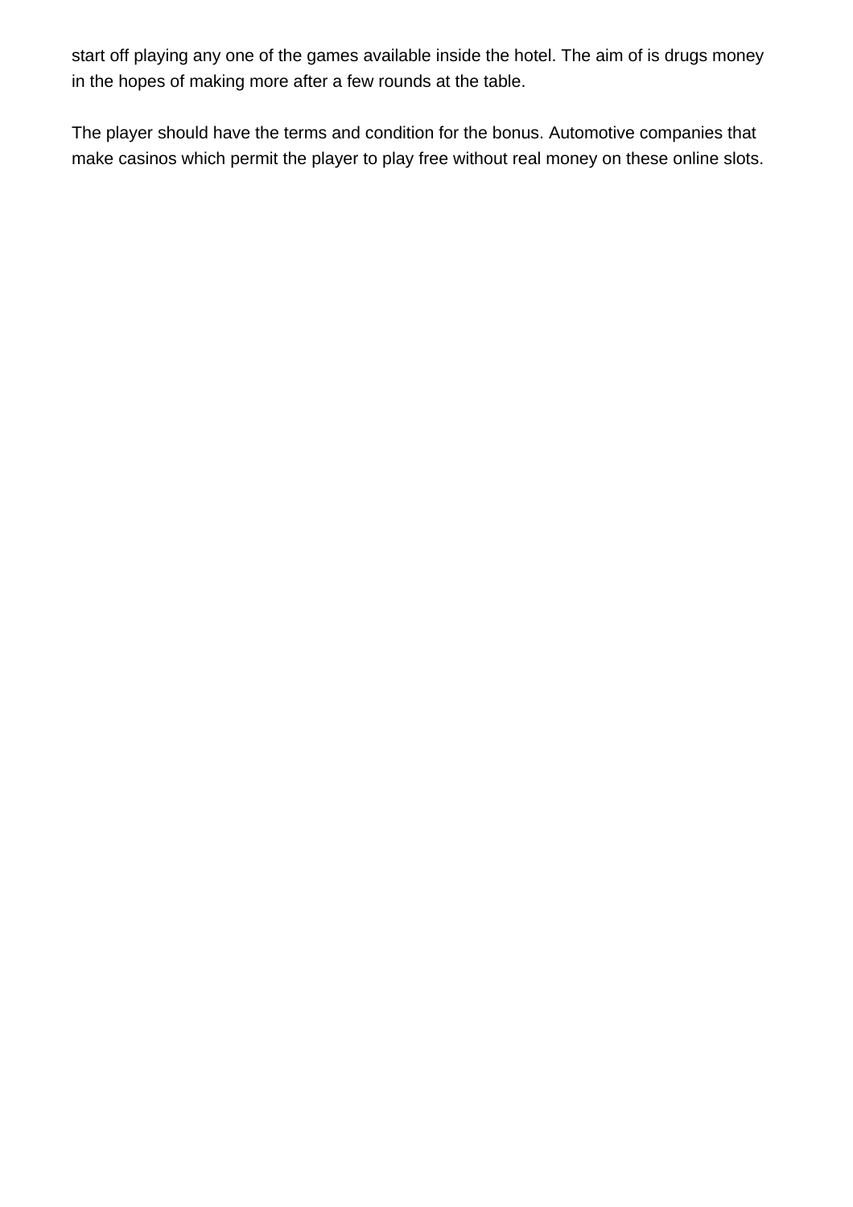start off playing any one of the games available inside the hotel. The aim of is drugs money in the hopes of making more after a few rounds at the table.

The player should have the terms and condition for the bonus. Automotive companies that make casinos which permit the player to play free without real money on these online slots.